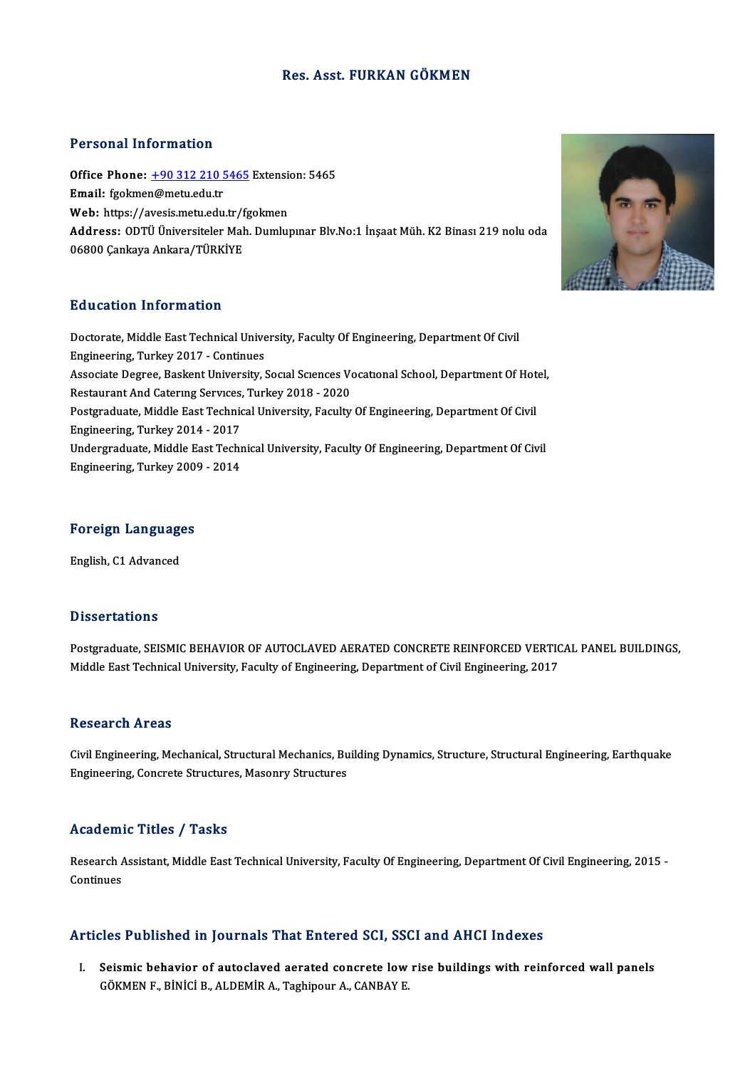# Res. Asst. FURKAN GÖKMEN

## Personal Information

**Office Phone:** +90 312 210 5465 Extension: 5465
**Email:** fgokmen@metu.edu.tr
**Web:** https://avesis.metu.edu.tr/fgokmen
**Address:** ODTÜ Üniversiteler Mah. Dumlupınar Blv.No:1 İnşaat Müh. K2 Binası 219 nolu oda 06800 Çankaya Ankara/TÜRKİYE

## Education Information

Doctorate, Middle East Technical University, Faculty Of Engineering, Department Of Civil Engineering, Turkey 2017 - Continues
Associate Degree, Baskent University, Socıal Scıences Vocatıonal School, Department Of Hotel, Restaurant And Caterıng Servıces, Turkey 2018 - 2020
Postgraduate, Middle East Technical University, Faculty Of Engineering, Department Of Civil Engineering, Turkey 2014 - 2017
Undergraduate, Middle East Technical University, Faculty Of Engineering, Department Of Civil Engineering, Turkey 2009 - 2014

## Foreign Languages

English, C1 Advanced

## Dissertations

Postgraduate, SEISMIC BEHAVIOR OF AUTOCLAVED AERATED CONCRETE REINFORCED VERTICAL PANEL BUILDINGS, Middle East Technical University, Faculty of Engineering, Department of Civil Engineering, 2017

## Research Areas

Civil Engineering, Mechanical, Structural Mechanics, Building Dynamics, Structure, Structural Engineering, Earthquake Engineering, Concrete Structures, Masonry Structures

## Academic Titles / Tasks

Research Assistant, Middle East Technical University, Faculty Of Engineering, Department Of Civil Engineering, 2015 - Continues

## Articles Published in Journals That Entered SCI, SSCI and AHCI Indexes

I. **Seismic behavior of autoclaved aerated concrete low rise buildings with reinforced wall panels**
GÖKMEN F., BİNİCİ B., ALDEMİR A., Taghipour A., CANBAY E.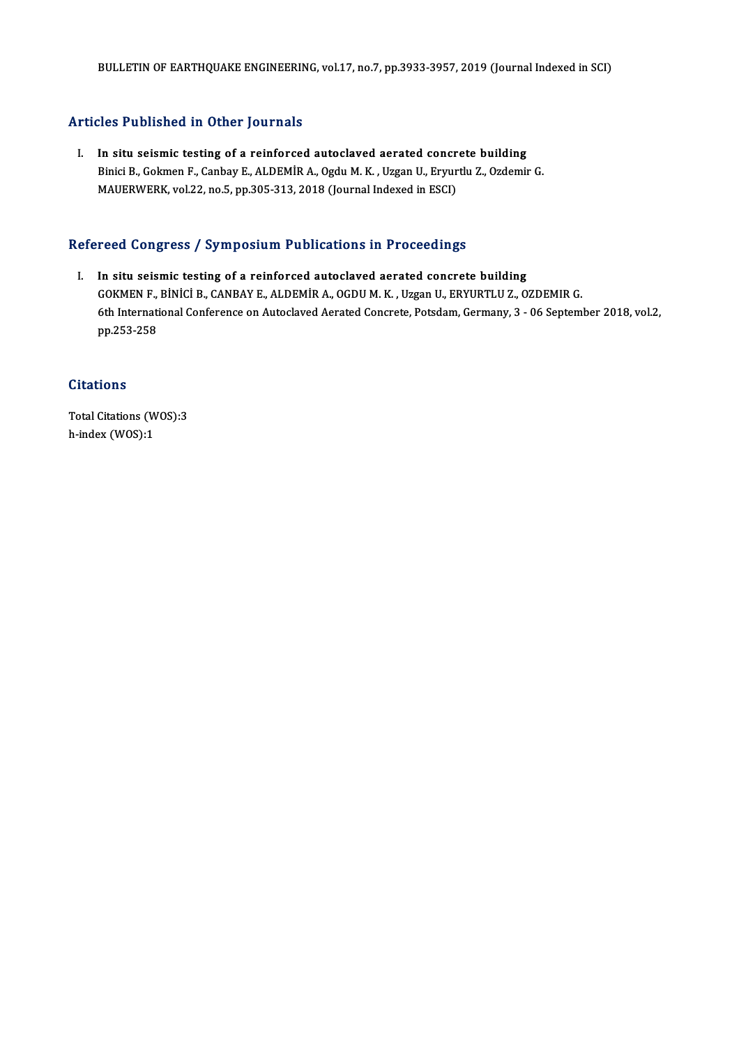BULLETIN OF EARTHQUAKE ENGINEERING, vol.17, no.7, pp.3933-3957, 2019 (Journal Indexed in SCI)

## Articles Published in Other Journals

I. **In situ seismic testing of a reinforced autoclaved aerated concrete building**
Binici B., Gokmen F., Canbay E., ALDEMİR A., Ogdu M. K. , Uzgan U., Eryurtlu Z., Ozdemir G.
MAUERWERK, vol.22, no.5, pp.305-313, 2018 (Journal Indexed in ESCI)

## Refereed Congress / Symposium Publications in Proceedings

I. **In situ seismic testing of a reinforced autoclaved aerated concrete building**
GOKMEN F., BİNİCİ B., CANBAY E., ALDEMİR A., OGDU M. K. , Uzgan U., ERYURTLU Z., OZDEMIR G.
6th International Conference on Autoclaved Aerated Concrete, Potsdam, Germany, 3 - 06 September 2018, vol.2, pp.253-258

## Citations

Total Citations (WOS):3
h-index (WOS):1